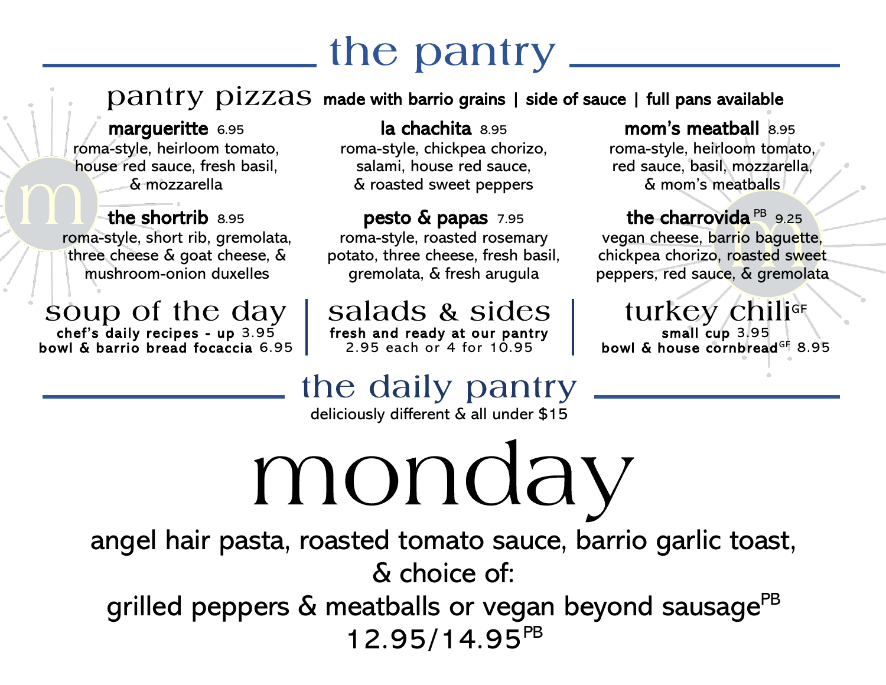# the pantry

## pantry pizzas

made with barrio grains | side of sauce | full pans available

**marguerritte** 6.95
roma-style, heirloom tomato, house red sauce, fresh basil, & mozzarella

**la chachita** 8.95
roma-style, chickpea chorizo, salami, house red sauce, & roasted sweet peppers

**mom's meatball** 8.95
roma-style, heirloom tomato, red sauce, basil, mozzarella, & mom's meatballs

**the shortrib** 8.95
roma-style, short rib, gremolata, three cheese & goat cheese, & mushroom-onion duxelles

**pesto & papas** 7.95
roma-style, roasted rosemary potato, three cheese, fresh basil, gremolata, & fresh arugula

**the charrovida** PB 9.25
vegan cheese, barrio baguette, chickpea chorizo, roasted sweet peppers, red sauce, & gremolata

## soup of the day

**chef's daily recipes - up** 3.95
**bowl & barrio bread focaccia** 6.95

## salads & sides

**fresh and ready at our pantry**
2.95 each or 4 for 10.95

## turkey chili GF

**small cup** 3.95
**bowl & house cornbread** GF 8.95

# the daily pantry

deliciously different & all under $15

# monday

angel hair pasta, roasted tomato sauce, barrio garlic toast, & choice of:
grilled peppers & meatballs or vegan beyond sausage PB
12.95/14.95 PB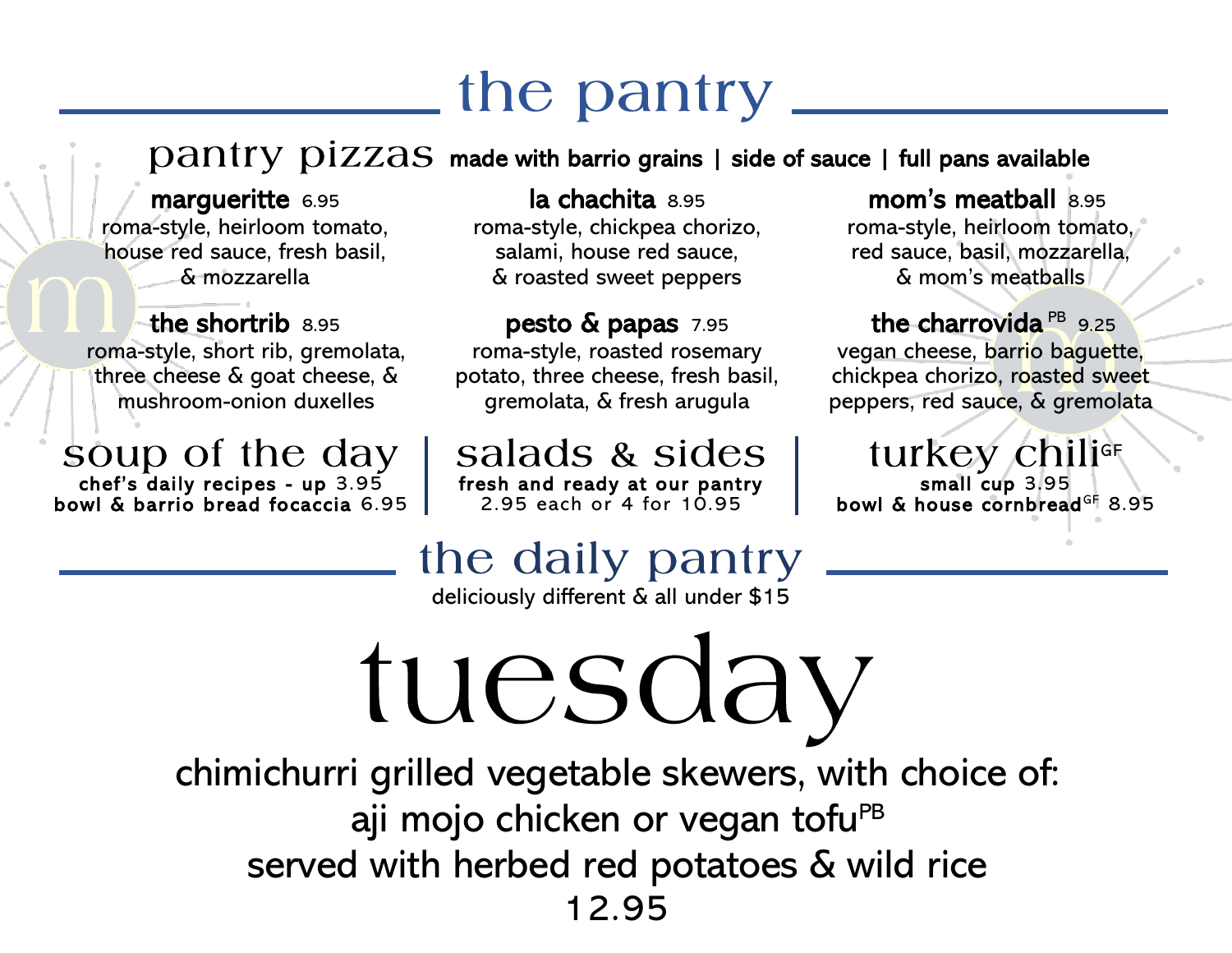# the pantry

## pantry pizzas

made with barrio grains | side of sauce | full pans available

**marguerite** 6.95
roma-style, heirloom tomato, house red sauce, fresh basil, & mozzarella

**la chachita** 8.95
roma-style, chickpea chorizo, salami, house red sauce, & roasted sweet peppers

**mom's meatball** 8.95
roma-style, heirloom tomato, red sauce, basil, mozzarella, & mom's meatballs

**the shortrib** 8.95
roma-style, short rib, gremolata, three cheese & goat cheese, & mushroom-onion duxelles

**pesto & papas** 7.95
roma-style, roasted rosemary potato, three cheese, fresh basil, gremolata, & fresh arugula

**the charrovida** PB 9.25
vegan cheese, barrio baguette, chickpea chorizo, roasted sweet peppers, red sauce, & gremolata

## soup of the day

chef's daily recipes - up 3.95
bowl & barrio bread focaccia 6.95

## salads & sides

fresh and ready at our pantry
2.95 each or 4 for 10.95

## turkey chili GF

small cup 3.95
bowl & house cornbread GF 8.95

# the daily pantry

deliciously different & all under $15

# tuesday

chimichurri grilled vegetable skewers, with choice of:
aji mojo chicken or vegan tofu PB
served with herbed red potatoes & wild rice
12.95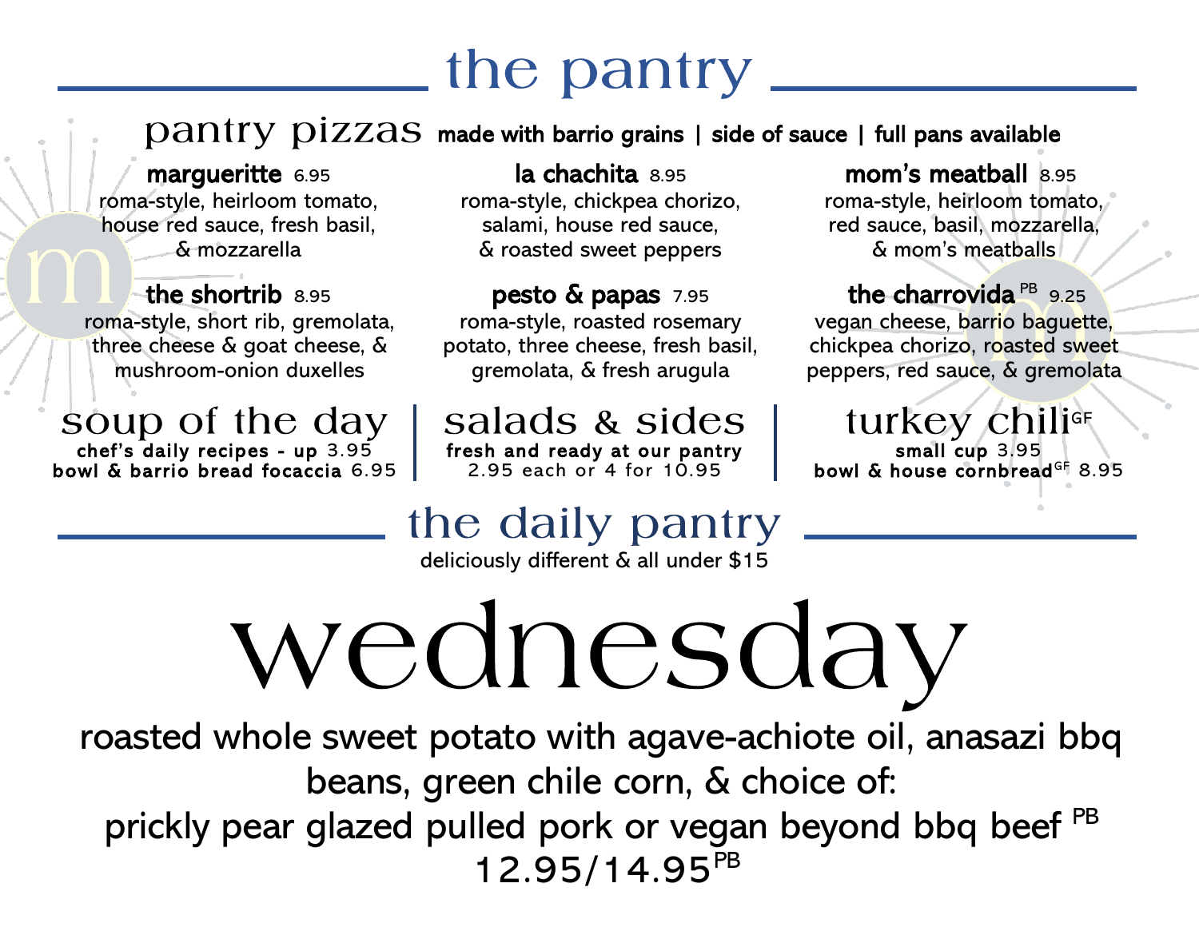# the pantry

## pantry pizzas

made with barrio grains | side of sauce | full pans available

**marguerritte** 6.95
roma-style, heirloom tomato, house red sauce, fresh basil, & mozzarella

**la chachita** 8.95
roma-style, chickpea chorizo, salami, house red sauce, & roasted sweet peppers

**mom's meatball** 8.95
roma-style, heirloom tomato, red sauce, basil, mozzarella, & mom's meatballs

**the shortrib** 8.95
roma-style, short rib, gremolata, three cheese & goat cheese, & mushroom-onion duxelles

**pesto & papas** 7.95
roma-style, roasted rosemary potato, three cheese, fresh basil, gremolata, & fresh arugula

**the charrovida** PB 9.25
vegan cheese, barrio baguette, chickpea chorizo, roasted sweet peppers, red sauce, & gremolata

## soup of the day

**chef's daily recipes - up** 3.95
**bowl & barrio bread focaccia** 6.95

## salads & sides

**fresh and ready at our pantry**
2.95 each or 4 for 10.95

## turkey chili GF

**small cup** 3.95
**bowl & house cornbread** GF 8.95

# the daily pantry

deliciously different & all under $15

# wednesday

roasted whole sweet potato with agave-achiote oil, anasazi bbq beans, green chile corn, & choice of:
prickly pear glazed pulled pork or vegan beyond bbq beef PB
12.95/14.95 PB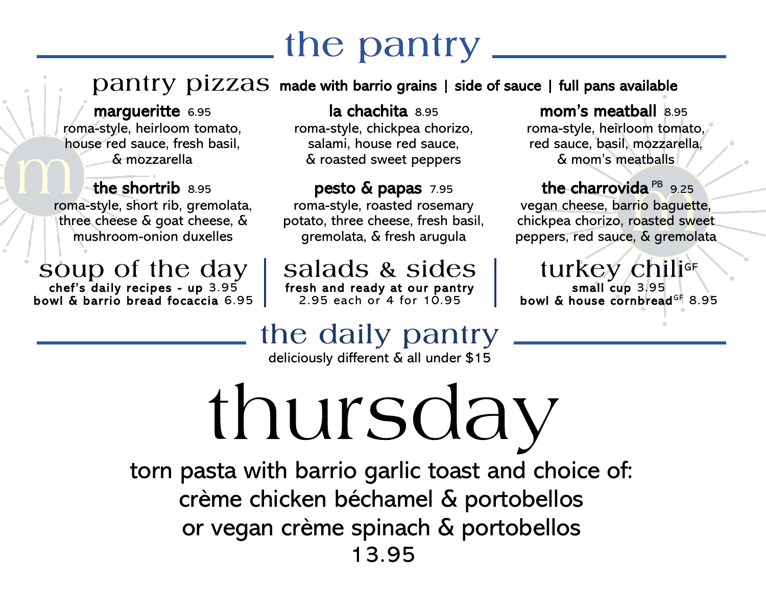# the pantry

## pantry pizzas

made with barrio grains | side of sauce | full pans available

**margueritte** 6.95
roma-style, heirloom tomato, house red sauce, fresh basil, & mozzarella

**la chachita** 8.95
roma-style, chickpea chorizo, salami, house red sauce, & roasted sweet peppers

**mom's meatball** 8.95
roma-style, heirloom tomato, red sauce, basil, mozzarella, & mom's meatballs

**the shortrib** 8.95
roma-style, short rib, gremolata, three cheese & goat cheese, & mushroom-onion duxelles

**pesto & papas** 7.95
roma-style, roasted rosemary potato, three cheese, fresh basil, gremolata, & fresh arugula

**the charrovida** PB 9.25
vegan cheese, barrio baguette, chickpea chorizo, roasted sweet peppers, red sauce, & gremolata

## soup of the day

**chef's daily recipes - up** 3.95
**bowl & barrio bread focaccia** 6.95

## salads & sides

**fresh and ready at our pantry**
2.95 each or 4 for 10.95

## turkey chili GF

**small cup** 3.95
**bowl & house cornbread** GF 8.95

# the daily pantry

deliciously different & all under $15

# thursday

torn pasta with barrio garlic toast and choice of:
crème chicken béchamel & portobellos
or vegan crème spinach & portobellos
13.95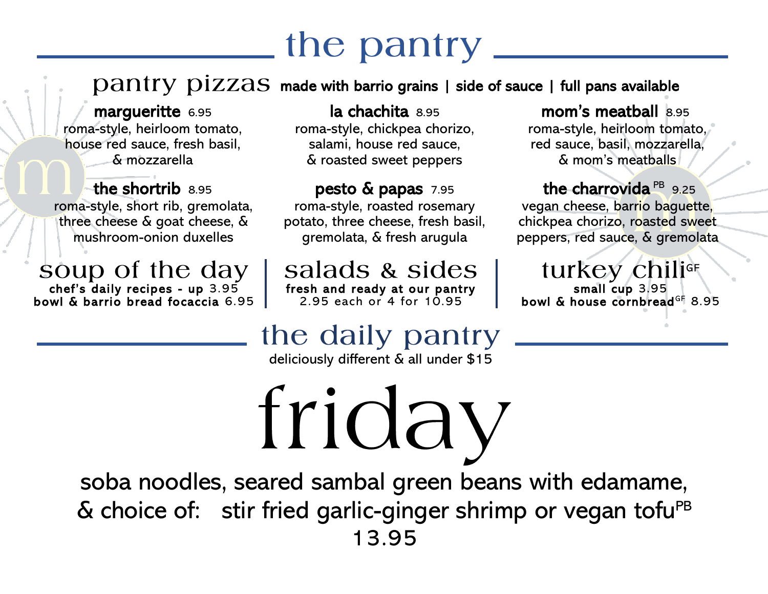# the pantry

## pantry pizzas

made with barrio grains | side of sauce | full pans available

**margueritte** 6.95
roma-style, heirloom tomato, house red sauce, fresh basil, & mozzarella

**la chachita** 8.95
roma-style, chickpea chorizo, salami, house red sauce, & roasted sweet peppers

**mom's meatball** 8.95
roma-style, heirloom tomato, red sauce, basil, mozzarella, & mom's meatballs

**the shortrib** 8.95
roma-style, short rib, gremolata, three cheese & goat cheese, & mushroom-onion duxelles

**pesto & papas** 7.95
roma-style, roasted rosemary potato, three cheese, fresh basil, gremolata, & fresh arugula

**the charrovida** PB 9.25
vegan cheese, barrio baguette, chickpea chorizo, roasted sweet peppers, red sauce, & gremolata

## soup of the day

**chef's daily recipes - up** 3.95
**bowl & barrio bread focaccia** 6.95

## salads & sides

**fresh and ready at our pantry**
2.95 each or 4 for 10.95

## turkey chili GF

**small cup** 3.95
**bowl & house cornbread** GF 8.95

# the daily pantry

deliciously different & all under $15

# friday

soba noodles, seared sambal green beans with edamame,
& choice of: stir fried garlic-ginger shrimp or vegan tofu PB
13.95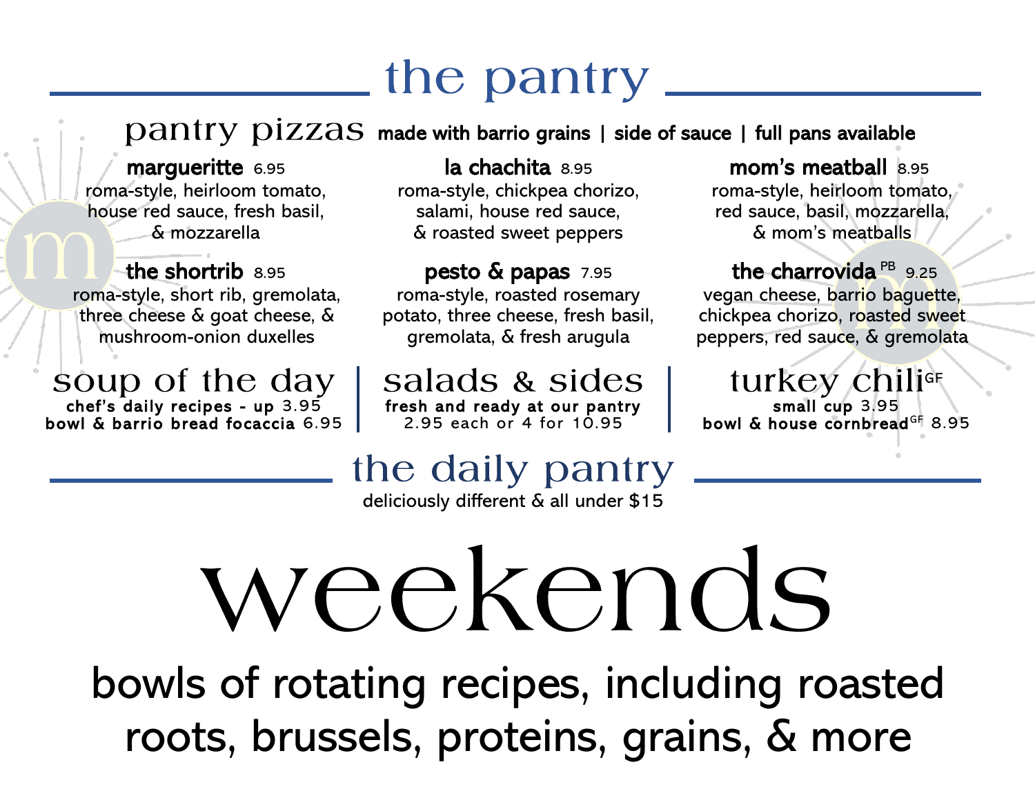# the pantry

## pantry pizzas

made with barrio grains | side of sauce | full pans available

**marguerite** 6.95
roma-style, heirloom tomato, house red sauce, fresh basil, & mozzarella

**la chachita** 8.95
roma-style, chickpea chorizo, salami, house red sauce, & roasted sweet peppers

**mom's meatball** 8.95
roma-style, heirloom tomato, red sauce, basil, mozzarella, & mom's meatballs

**the shortrib** 8.95
roma-style, short rib, gremolata, three cheese & goat cheese, & mushroom-onion duxelles

**pesto & papas** 7.95
roma-style, roasted rosemary potato, three cheese, fresh basil, gremolata, & fresh arugula

**the charrovida** PB 9.25
vegan cheese, barrio baguette, chickpea chorizo, roasted sweet peppers, red sauce, & gremolata

## soup of the day

**chef's daily recipes - up** 3.95
**bowl & barrio bread focaccia** 6.95

## salads & sides

**fresh and ready at our pantry**
2.95 each or 4 for 10.95

## turkey chili GF

**small cup** 3.95
**bowl & house cornbread** GF 8.95

# the daily pantry

deliciously different & all under $15

# weekends

bowls of rotating recipes, including roasted roots, brussels, proteins, grains, & more